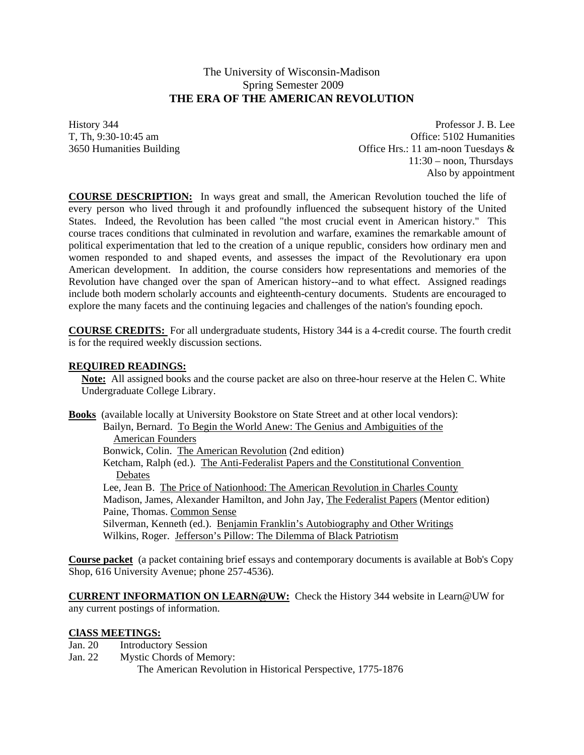# The University of Wisconsin-Madison
## Spring Semester 2009
## THE ERA OF THE AMERICAN REVOLUTION

History 344
T, Th, 9:30-10:45 am
3650 Humanities Building

Professor J. B. Lee
Office: 5102 Humanities
Office Hrs.: 11 am-noon Tuesdays &
11:30 – noon, Thursdays
Also by appointment

**COURSE DESCRIPTION:** In ways great and small, the American Revolution touched the life of every person who lived through it and profoundly influenced the subsequent history of the United States. Indeed, the Revolution has been called "the most crucial event in American history." This course traces conditions that culminated in revolution and warfare, examines the remarkable amount of political experimentation that led to the creation of a unique republic, considers how ordinary men and women responded to and shaped events, and assesses the impact of the Revolutionary era upon American development. In addition, the course considers how representations and memories of the Revolution have changed over the span of American history--and to what effect. Assigned readings include both modern scholarly accounts and eighteenth-century documents. Students are encouraged to explore the many facets and the continuing legacies and challenges of the nation's founding epoch.

**COURSE CREDITS:** For all undergraduate students, History 344 is a 4-credit course. The fourth credit is for the required weekly discussion sections.

**REQUIRED READINGS:**

**Note:** All assigned books and the course packet are also on three-hour reserve at the Helen C. White Undergraduate College Library.

**Books** (available locally at University Bookstore on State Street and at other local vendors):

- Bailyn, Bernard. To Begin the World Anew: The Genius and Ambiguities of the American Founders
- Bonwick, Colin. The American Revolution (2nd edition)
- Ketcham, Ralph (ed.). The Anti-Federalist Papers and the Constitutional Convention Debates
- Lee, Jean B. The Price of Nationhood: The American Revolution in Charles County
- Madison, James, Alexander Hamilton, and John Jay, The Federalist Papers (Mentor edition)
- Paine, Thomas. Common Sense
- Silverman, Kenneth (ed.). Benjamin Franklin's Autobiography and Other Writings
- Wilkins, Roger. Jefferson's Pillow: The Dilemma of Black Patriotism

**Course packet** (a packet containing brief essays and contemporary documents is available at Bob's Copy Shop, 616 University Avenue; phone 257-4536).

**CURRENT INFORMATION ON LEARN@UW:** Check the History 344 website in Learn@UW for any current postings of information.

**ClASS MEETINGS:**

Jan. 20 Introductory Session

Jan. 22 Mystic Chords of Memory:
The American Revolution in Historical Perspective, 1775-1876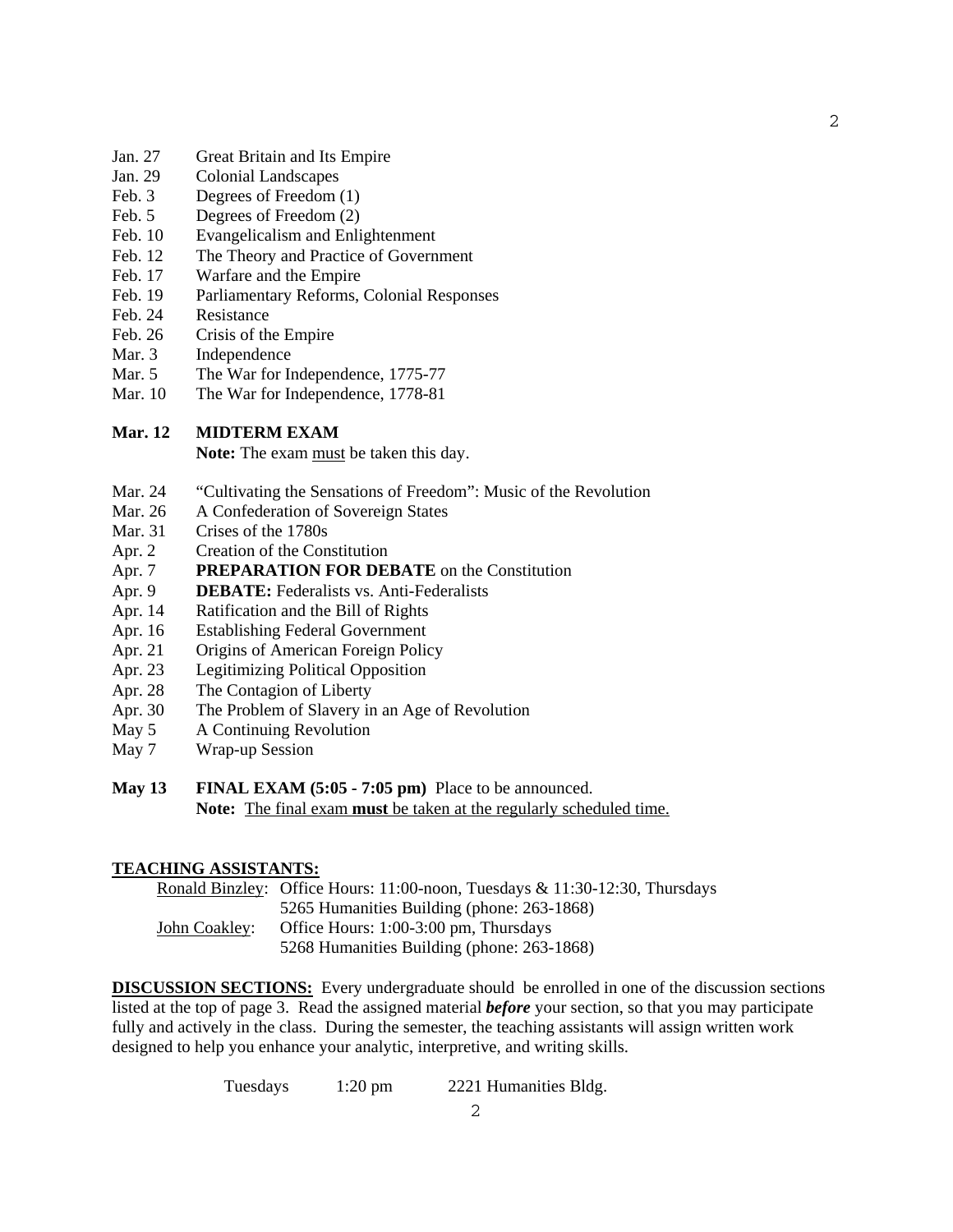Jan. 27 Great Britain and Its Empire
Jan. 29 Colonial Landscapes
Feb. 3 Degrees of Freedom (1)
Feb. 5 Degrees of Freedom (2)
Feb. 10 Evangelicalism and Enlightenment
Feb. 12 The Theory and Practice of Government
Feb. 17 Warfare and the Empire
Feb. 19 Parliamentary Reforms, Colonial Responses
Feb. 24 Resistance
Feb. 26 Crisis of the Empire
Mar. 3 Independence
Mar. 5 The War for Independence, 1775-77
Mar. 10 The War for Independence, 1778-81

**Mar. 12 MIDTERM EXAM**
**Note:** The exam must be taken this day.

Mar. 24 "Cultivating the Sensations of Freedom": Music of the Revolution
Mar. 26 A Confederation of Sovereign States
Mar. 31 Crises of the 1780s
Apr. 2 Creation of the Constitution
Apr. 7 **PREPARATION FOR DEBATE** on the Constitution
Apr. 9 **DEBATE:** Federalists vs. Anti-Federalists
Apr. 14 Ratification and the Bill of Rights
Apr. 16 Establishing Federal Government
Apr. 21 Origins of American Foreign Policy
Apr. 23 Legitimizing Political Opposition
Apr. 28 The Contagion of Liberty
Apr. 30 The Problem of Slavery in an Age of Revolution
May 5 A Continuing Revolution
May 7 Wrap-up Session

**May 13 FINAL EXAM (5:05 - 7:05 pm)** Place to be announced.
**Note:** The final exam **must** be taken at the regularly scheduled time.

**TEACHING ASSISTANTS:**

Ronald Binzley: Office Hours: 11:00-noon, Tuesdays & 11:30-12:30, Thursdays
5265 Humanities Building (phone: 263-1868)

John Coakley: Office Hours: 1:00-3:00 pm, Thursdays
5268 Humanities Building (phone: 263-1868)

**DISCUSSION SECTIONS:** Every undergraduate should be enrolled in one of the discussion sections listed at the top of page 3. Read the assigned material ***before*** your section, so that you may participate fully and actively in the class. During the semester, the teaching assistants will assign written work designed to help you enhance your analytic, interpretive, and writing skills.

Tuesdays 1:20 pm 2221 Humanities Bldg.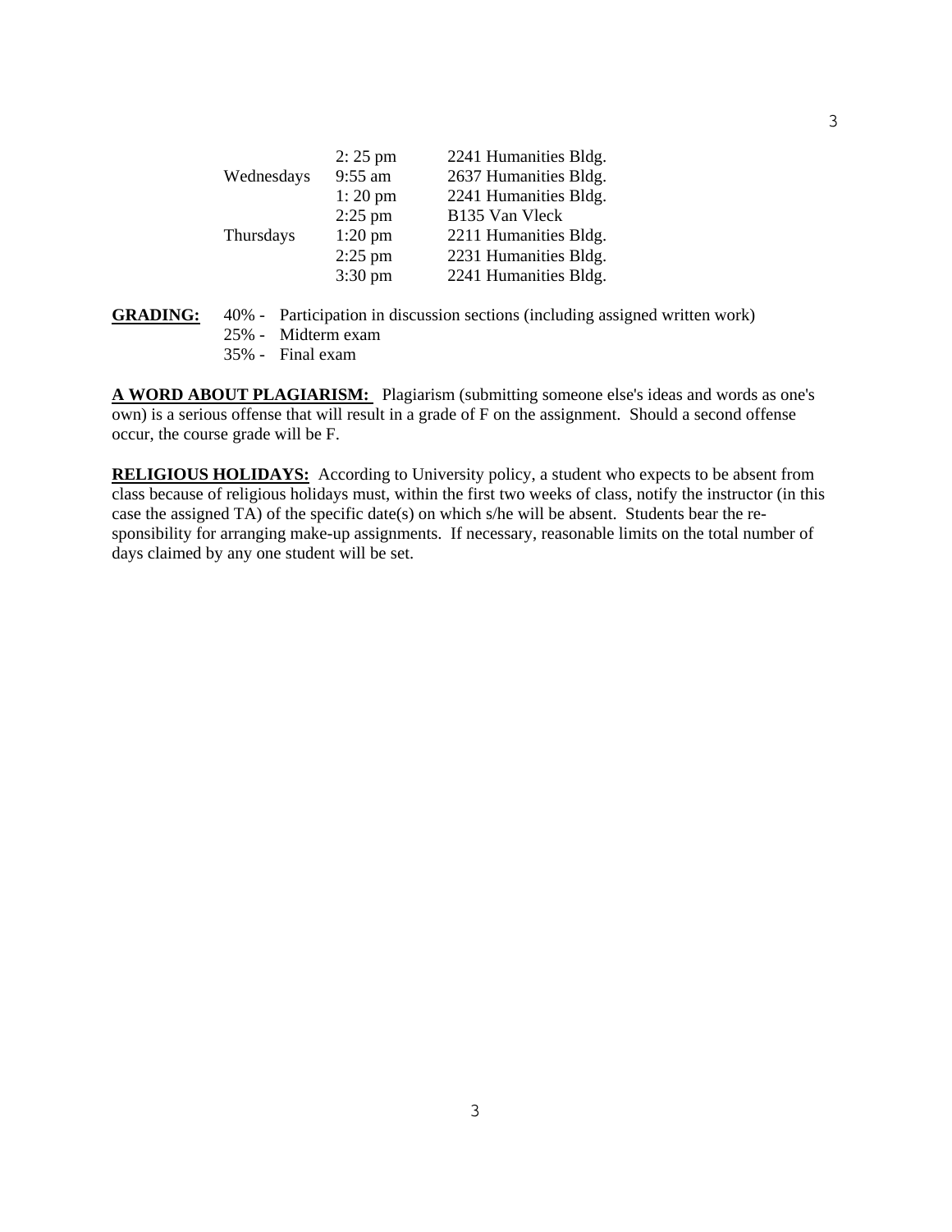| | | |
|---|---|---|
| | 2: 25 pm | 2241 Humanities Bldg. |
| Wednesdays | 9:55 am | 2637 Humanities Bldg. |
| | 1: 20 pm | 2241 Humanities Bldg. |
| | 2:25 pm | B135 Van Vleck |
| Thursdays | 1:20 pm | 2211 Humanities Bldg. |
| | 2:25 pm | 2231 Humanities Bldg. |
| | 3:30 pm | 2241 Humanities Bldg. |

**GRADING:**
40% - Participation in discussion sections (including assigned written work)
25% - Midterm exam
35% - Final exam

**A WORD ABOUT PLAGIARISM:** Plagiarism (submitting someone else's ideas and words as one's own) is a serious offense that will result in a grade of F on the assignment. Should a second offense occur, the course grade will be F.

**RELIGIOUS HOLIDAYS:** According to University policy, a student who expects to be absent from class because of religious holidays must, within the first two weeks of class, notify the instructor (in this case the assigned TA) of the specific date(s) on which s/he will be absent. Students bear the responsibility for arranging make-up assignments. If necessary, reasonable limits on the total number of days claimed by any one student will be set.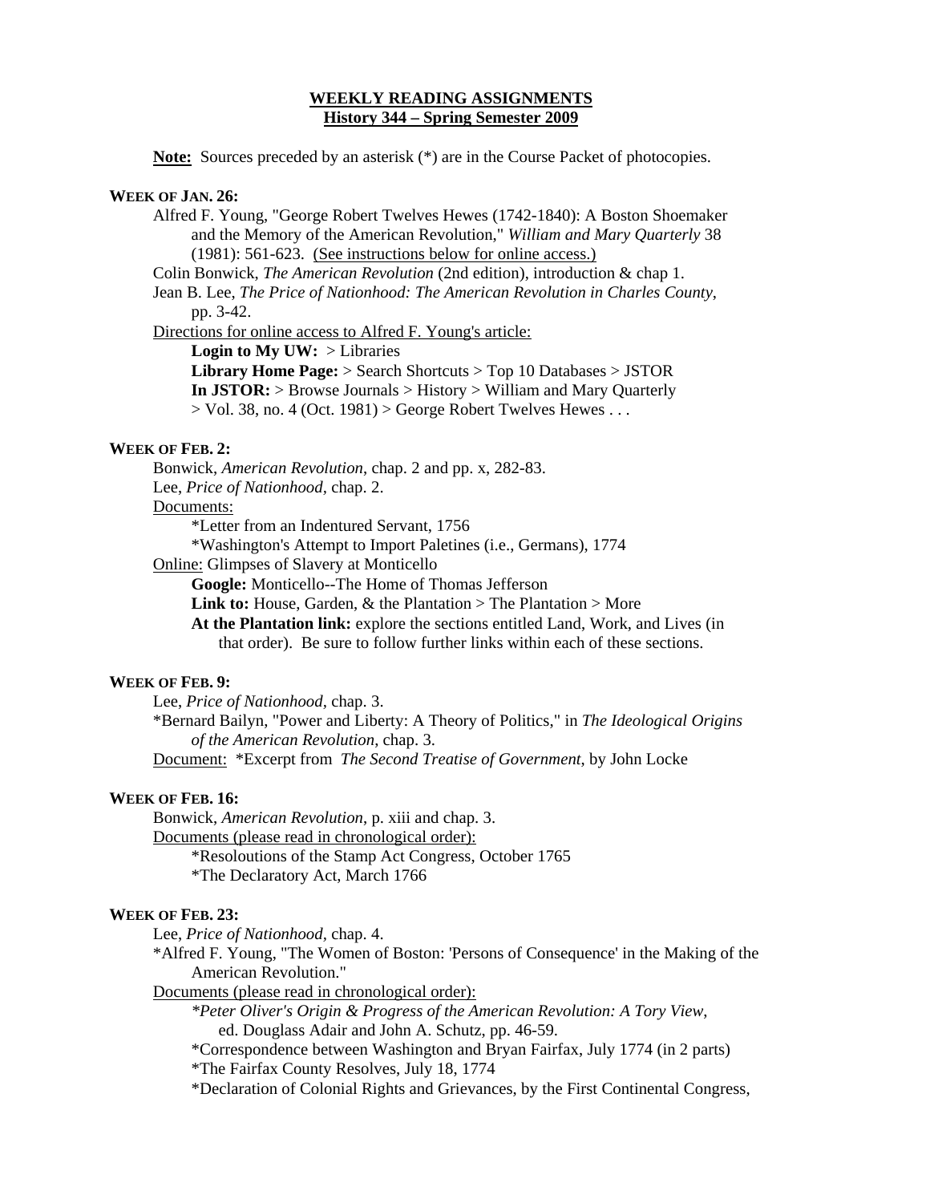**WEEKLY READING ASSIGNMENTS**
**History 344 – Spring Semester 2009**

**Note:** Sources preceded by an asterisk (*) are in the Course Packet of photocopies.

**WEEK OF JAN. 26:**

Alfred F. Young, "George Robert Twelves Hewes (1742-1840): A Boston Shoemaker and the Memory of the American Revolution," *William and Mary Quarterly* 38 (1981): 561-623. (See instructions below for online access.)

Colin Bonwick, *The American Revolution* (2nd edition), introduction & chap 1.

Jean B. Lee, *The Price of Nationhood: The American Revolution in Charles County*, pp. 3-42.

Directions for online access to Alfred F. Young's article:

- **Login to My UW:** > Libraries
- **Library Home Page:** > Search Shortcuts > Top 10 Databases > JSTOR
- **In JSTOR:** > Browse Journals > History > William and Mary Quarterly > Vol. 38, no. 4 (Oct. 1981) > George Robert Twelves Hewes . . .

**WEEK OF FEB. 2:**

Bonwick, *American Revolution*, chap. 2 and pp. x, 282-83.

Lee, *Price of Nationhood*, chap. 2.

Documents:

- *Letter from an Indentured Servant, 1756
- *Washington's Attempt to Import Paletines (i.e., Germans), 1774

Online: Glimpses of Slavery at Monticello

- **Google:** Monticello--The Home of Thomas Jefferson
- **Link to:** House, Garden, & the Plantation > The Plantation > More
- **At the Plantation link:** explore the sections entitled Land, Work, and Lives (in that order). Be sure to follow further links within each of these sections.

**WEEK OF FEB. 9:**

Lee, *Price of Nationhood*, chap. 3.

*Bernard Bailyn, "Power and Liberty: A Theory of Politics," in *The Ideological Origins of the American Revolution*, chap. 3.

Document: *Excerpt from *The Second Treatise of Government*, by John Locke

**WEEK OF FEB. 16:**

Bonwick, *American Revolution*, p. xiii and chap. 3.

Documents (please read in chronological order):

- *Resoloutions of the Stamp Act Congress, October 1765
- *The Declaratory Act, March 1766

**WEEK OF FEB. 23:**

Lee, *Price of Nationhood*, chap. 4.

*Alfred F. Young, "The Women of Boston: 'Persons of Consequence' in the Making of the American Revolution."

Documents (please read in chronological order):

- **Peter Oliver's Origin & Progress of the American Revolution: A Tory View*, ed. Douglass Adair and John A. Schutz, pp. 46-59.
- *Correspondence between Washington and Bryan Fairfax, July 1774 (in 2 parts)
- *The Fairfax County Resolves, July 18, 1774
- *Declaration of Colonial Rights and Grievances, by the First Continental Congress,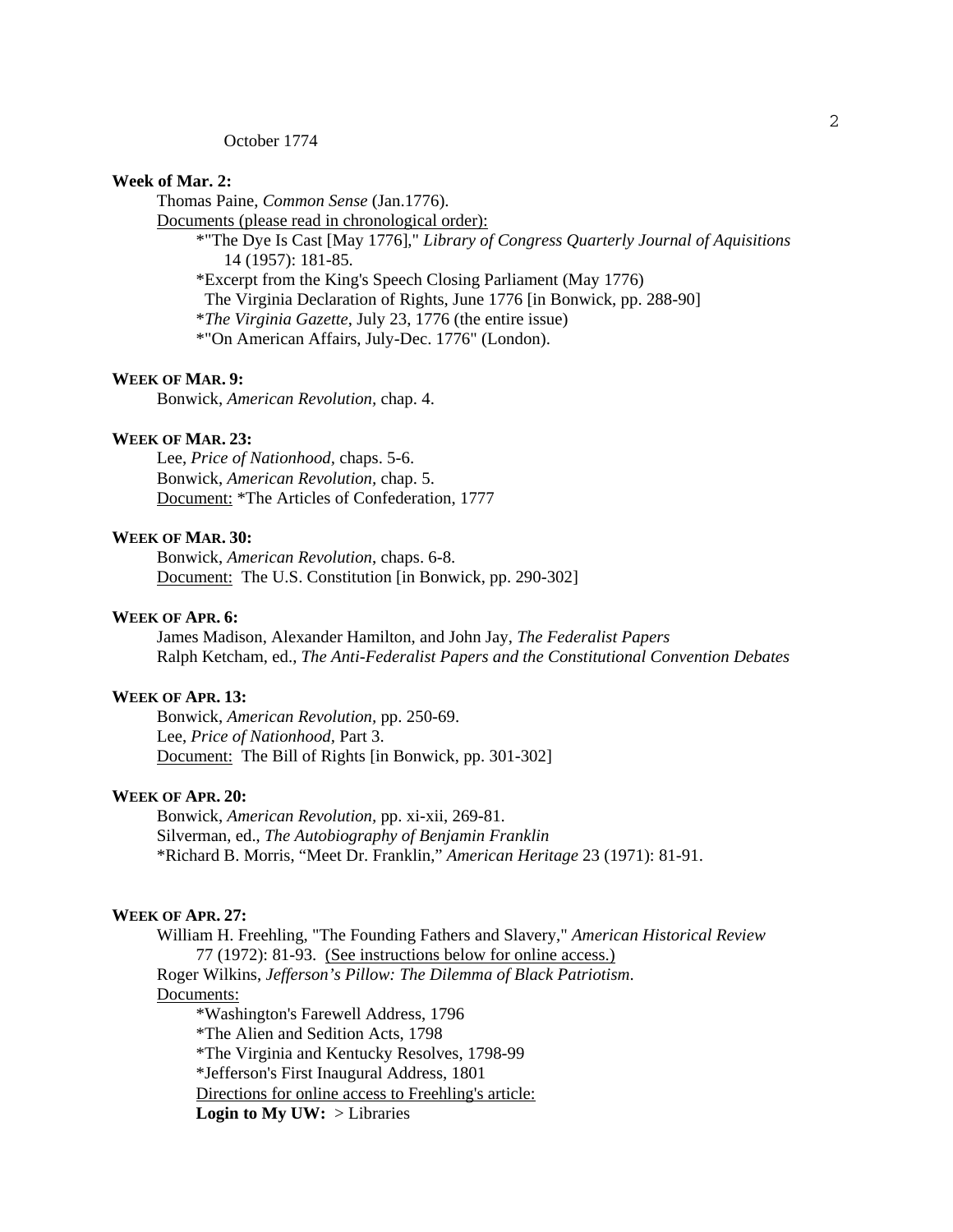October 1774

**Week of Mar. 2:**

Thomas Paine, *Common Sense* (Jan.1776).

Documents (please read in chronological order):

*"The Dye Is Cast [May 1776]," *Library of Congress Quarterly Journal of Aquisitions* 14 (1957): 181-85.

*Excerpt from the King's Speech Closing Parliament (May 1776)

The Virginia Declaration of Rights, June 1776 [in Bonwick, pp. 288-90]

**The Virginia Gazette*, July 23, 1776 (the entire issue)

*"On American Affairs, July-Dec. 1776" (London).

**WEEK OF MAR. 9:**

Bonwick, *American Revolution,* chap. 4.

**WEEK OF MAR. 23:**

Lee, *Price of Nationhood*, chaps. 5-6.

Bonwick, *American Revolution*, chap. 5.

Document: *The Articles of Confederation, 1777

**WEEK OF MAR. 30:**

Bonwick, *American Revolution*, chaps. 6-8.

Document: The U.S. Constitution [in Bonwick, pp. 290-302]

**WEEK OF APR. 6:**

James Madison, Alexander Hamilton, and John Jay, *The Federalist Papers*

Ralph Ketcham, ed., *The Anti-Federalist Papers and the Constitutional Convention Debates*

**WEEK OF APR. 13:**

Bonwick, *American Revolution,* pp. 250-69.

Lee, *Price of Nationhood*, Part 3.

Document: The Bill of Rights [in Bonwick, pp. 301-302]

**WEEK OF APR. 20:**

Bonwick, *American Revolution,* pp. xi-xii, 269-81.

Silverman, ed., *The Autobiography of Benjamin Franklin*

*Richard B. Morris, "Meet Dr. Franklin," *American Heritage* 23 (1971): 81-91.

**WEEK OF APR. 27:**

William H. Freehling, "The Founding Fathers and Slavery," *American Historical Review* 77 (1972): 81-93. (See instructions below for online access.)

Roger Wilkins, *Jefferson's Pillow: The Dilemma of Black Patriotism*.

Documents:

*Washington's Farewell Address, 1796

*The Alien and Sedition Acts, 1798

*The Virginia and Kentucky Resolves, 1798-99

*Jefferson's First Inaugural Address, 1801

Directions for online access to Freehling's article:

**Login to My UW:** > Libraries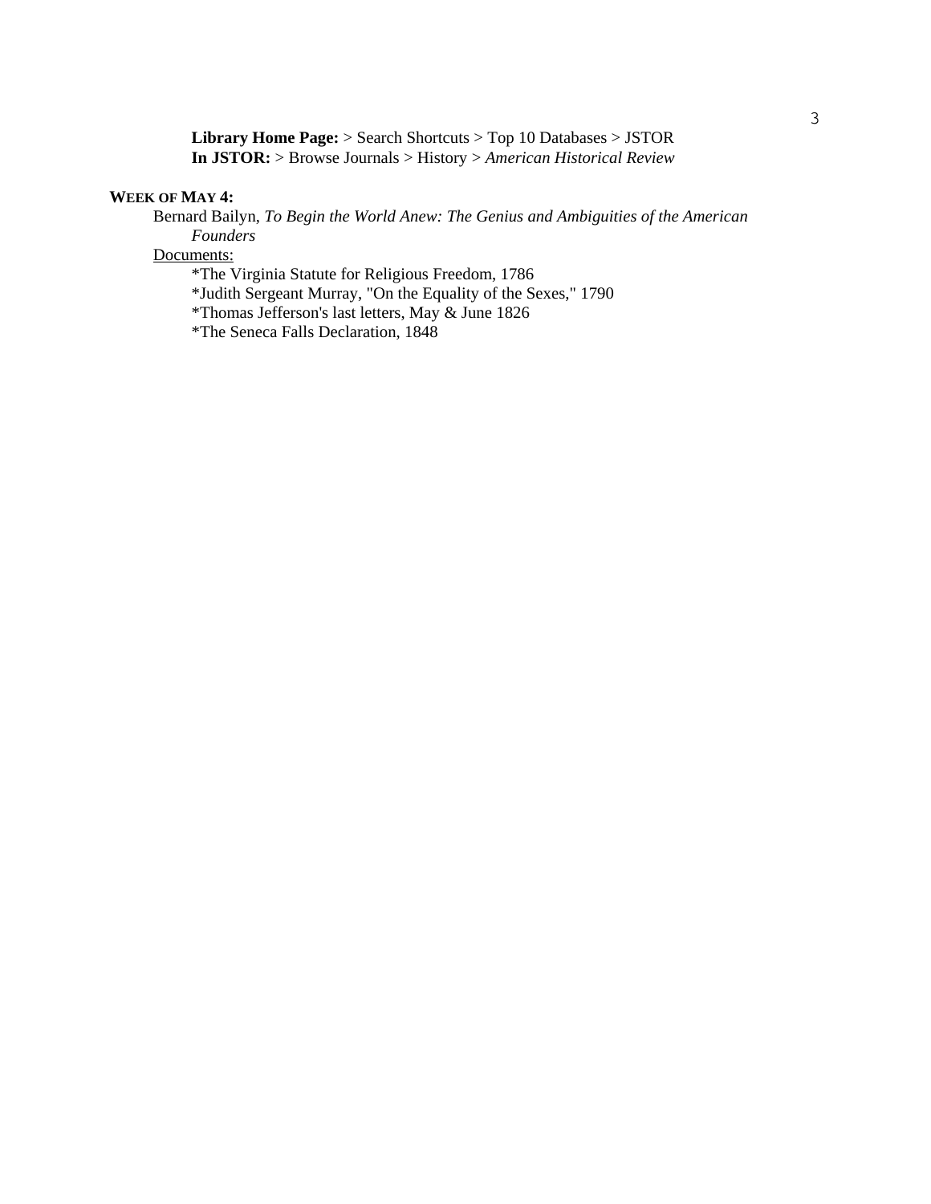**Library Home Page:** > Search Shortcuts > Top 10 Databases > JSTOR
**In JSTOR:** > Browse Journals > History > *American Historical Review*

**WEEK OF MAY 4:**

Bernard Bailyn, *To Begin the World Anew: The Genius and Ambiguities of the American Founders*

Documents:

*The Virginia Statute for Religious Freedom, 1786
*Judith Sergeant Murray, "On the Equality of the Sexes," 1790
*Thomas Jefferson's last letters, May & June 1826
*The Seneca Falls Declaration, 1848